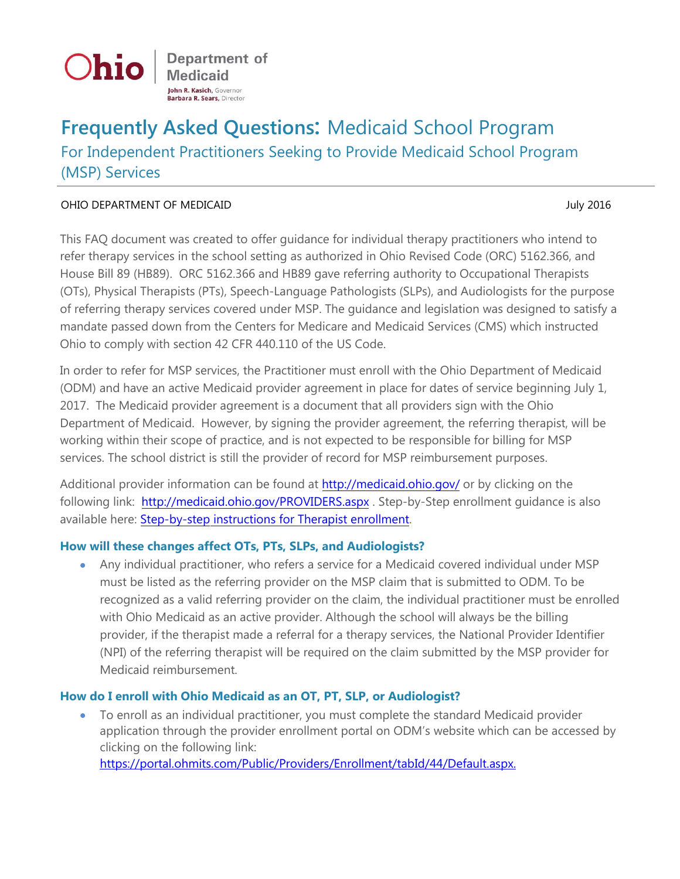Ohio | Department of Medicaid

John R. Kasich, Governor
Barbara R. Sears, Director

# Frequently Asked Questions: Medicaid School Program

## For Independent Practitioners Seeking to Provide Medicaid School Program (MSP) Services

OHIO DEPARTMENT OF MEDICAID July 2016

This FAQ document was created to offer guidance for individual therapy practitioners who intend to refer therapy services in the school setting as authorized in Ohio Revised Code (ORC) 5162.366, and House Bill 89 (HB89). ORC 5162.366 and HB89 gave referring authority to Occupational Therapists (OTs), Physical Therapists (PTs), Speech-Language Pathologists (SLPs), and Audiologists for the purpose of referring therapy services covered under MSP. The guidance and legislation was designed to satisfy a mandate passed down from the Centers for Medicare and Medicaid Services (CMS) which instructed Ohio to comply with section 42 CFR 440.110 of the US Code.

In order to refer for MSP services, the Practitioner must enroll with the Ohio Department of Medicaid (ODM) and have an active Medicaid provider agreement in place for dates of service beginning July 1, 2017. The Medicaid provider agreement is a document that all providers sign with the Ohio Department of Medicaid. However, by signing the provider agreement, the referring therapist, will be working within their scope of practice, and is not expected to be responsible for billing for MSP services. The school district is still the provider of record for MSP reimbursement purposes.

Additional provider information can be found at http://medicaid.ohio.gov/ or by clicking on the following link: http://medicaid.ohio.gov/PROVIDERS.aspx . Step-by-Step enrollment guidance is also available here: Step-by-step instructions for Therapist enrollment.

### How will these changes affect OTs, PTs, SLPs, and Audiologists?

- Any individual practitioner, who refers a service for a Medicaid covered individual under MSP must be listed as the referring provider on the MSP claim that is submitted to ODM. To be recognized as a valid referring provider on the claim, the individual practitioner must be enrolled with Ohio Medicaid as an active provider. Although the school will always be the billing provider, if the therapist made a referral for a therapy services, the National Provider Identifier (NPI) of the referring therapist will be required on the claim submitted by the MSP provider for Medicaid reimbursement.

### How do I enroll with Ohio Medicaid as an OT, PT, SLP, or Audiologist?

- To enroll as an individual practitioner, you must complete the standard Medicaid provider application through the provider enrollment portal on ODM's website which can be accessed by clicking on the following link: https://portal.ohmits.com/Public/Providers/Enrollment/tabId/44/Default.aspx.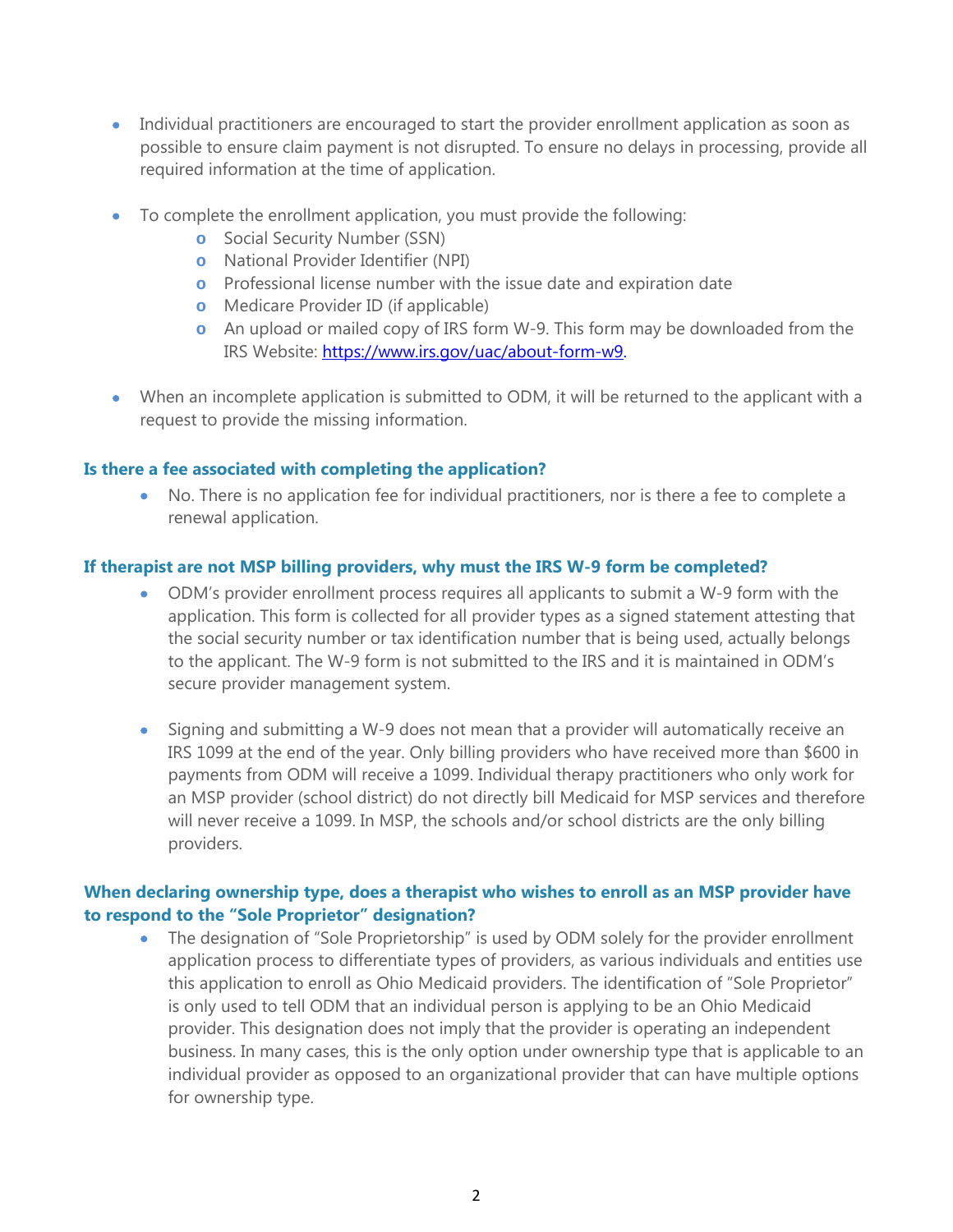- Individual practitioners are encouraged to start the provider enrollment application as soon as possible to ensure claim payment is not disrupted. To ensure no delays in processing, provide all required information at the time of application.

- To complete the enrollment application, you must provide the following:
  - Social Security Number (SSN)
  - National Provider Identifier (NPI)
  - Professional license number with the issue date and expiration date
  - Medicare Provider ID (if applicable)
  - An upload or mailed copy of IRS form W-9. This form may be downloaded from the IRS Website: [https://www.irs.gov/uac/about-form-w9](https://www.irs.gov/uac/about-form-w9).

- When an incomplete application is submitted to ODM, it will be returned to the applicant with a request to provide the missing information.

### Is there a fee associated with completing the application?

- No. There is no application fee for individual practitioners, nor is there a fee to complete a renewal application.

### If therapist are not MSP billing providers, why must the IRS W-9 form be completed?

- ODM's provider enrollment process requires all applicants to submit a W-9 form with the application. This form is collected for all provider types as a signed statement attesting that the social security number or tax identification number that is being used, actually belongs to the applicant. The W-9 form is not submitted to the IRS and it is maintained in ODM's secure provider management system.

- Signing and submitting a W-9 does not mean that a provider will automatically receive an IRS 1099 at the end of the year. Only billing providers who have received more than $600 in payments from ODM will receive a 1099. Individual therapy practitioners who only work for an MSP provider (school district) do not directly bill Medicaid for MSP services and therefore will never receive a 1099. In MSP, the schools and/or school districts are the only billing providers.

### When declaring ownership type, does a therapist who wishes to enroll as an MSP provider have to respond to the "Sole Proprietor" designation?

- The designation of "Sole Proprietorship" is used by ODM solely for the provider enrollment application process to differentiate types of providers, as various individuals and entities use this application to enroll as Ohio Medicaid providers. The identification of "Sole Proprietor" is only used to tell ODM that an individual person is applying to be an Ohio Medicaid provider. This designation does not imply that the provider is operating an independent business. In many cases, this is the only option under ownership type that is applicable to an individual provider as opposed to an organizational provider that can have multiple options for ownership type.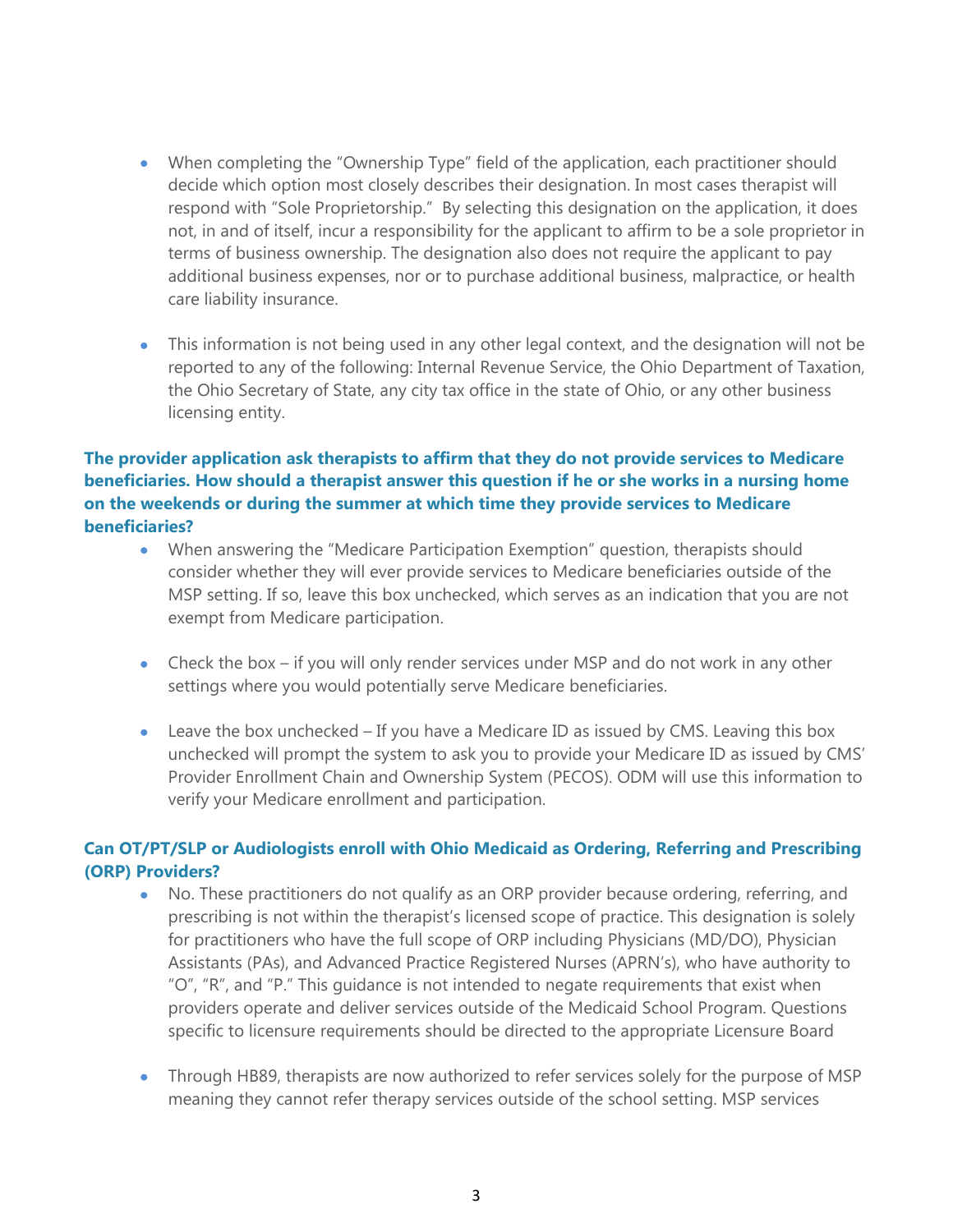- When completing the "Ownership Type" field of the application, each practitioner should decide which option most closely describes their designation. In most cases therapist will respond with "Sole Proprietorship." By selecting this designation on the application, it does not, in and of itself, incur a responsibility for the applicant to affirm to be a sole proprietor in terms of business ownership. The designation also does not require the applicant to pay additional business expenses, nor or to purchase additional business, malpractice, or health care liability insurance.

- This information is not being used in any other legal context, and the designation will not be reported to any of the following: Internal Revenue Service, the Ohio Department of Taxation, the Ohio Secretary of State, any city tax office in the state of Ohio, or any other business licensing entity.

**The provider application ask therapists to affirm that they do not provide services to Medicare beneficiaries. How should a therapist answer this question if he or she works in a nursing home on the weekends or during the summer at which time they provide services to Medicare beneficiaries?**

- When answering the "Medicare Participation Exemption" question, therapists should consider whether they will ever provide services to Medicare beneficiaries outside of the MSP setting. If so, leave this box unchecked, which serves as an indication that you are not exempt from Medicare participation.

- Check the box – if you will only render services under MSP and do not work in any other settings where you would potentially serve Medicare beneficiaries.

- Leave the box unchecked – If you have a Medicare ID as issued by CMS. Leaving this box unchecked will prompt the system to ask you to provide your Medicare ID as issued by CMS' Provider Enrollment Chain and Ownership System (PECOS). ODM will use this information to verify your Medicare enrollment and participation.

**Can OT/PT/SLP or Audiologists enroll with Ohio Medicaid as Ordering, Referring and Prescribing (ORP) Providers?**

- No. These practitioners do not qualify as an ORP provider because ordering, referring, and prescribing is not within the therapist's licensed scope of practice. This designation is solely for practitioners who have the full scope of ORP including Physicians (MD/DO), Physician Assistants (PAs), and Advanced Practice Registered Nurses (APRN's), who have authority to "O", "R", and "P." This guidance is not intended to negate requirements that exist when providers operate and deliver services outside of the Medicaid School Program. Questions specific to licensure requirements should be directed to the appropriate Licensure Board

- Through HB89, therapists are now authorized to refer services solely for the purpose of MSP meaning they cannot refer therapy services outside of the school setting. MSP services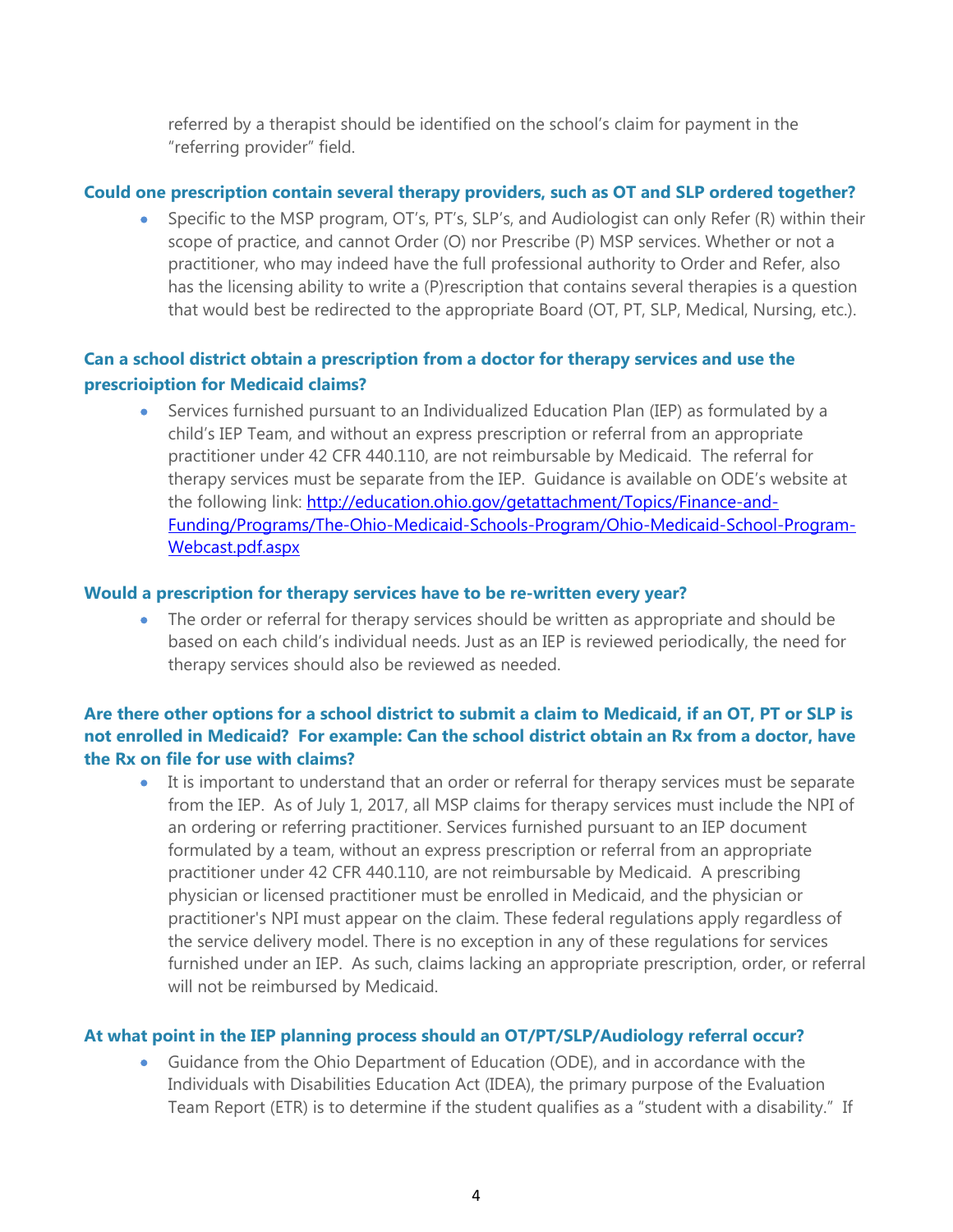referred by a therapist should be identified on the school's claim for payment in the "referring provider" field.

### Could one prescription contain several therapy providers, such as OT and SLP ordered together?

- Specific to the MSP program, OT's, PT's, SLP's, and Audiologist can only Refer (R) within their scope of practice, and cannot Order (O) nor Prescribe (P) MSP services. Whether or not a practitioner, who may indeed have the full professional authority to Order and Refer, also has the licensing ability to write a (P)rescription that contains several therapies is a question that would best be redirected to the appropriate Board (OT, PT, SLP, Medical, Nursing, etc.).

### Can a school district obtain a prescription from a doctor for therapy services and use the prescrioiption for Medicaid claims?

- Services furnished pursuant to an Individualized Education Plan (IEP) as formulated by a child's IEP Team, and without an express prescription or referral from an appropriate practitioner under 42 CFR 440.110, are not reimbursable by Medicaid. The referral for therapy services must be separate from the IEP. Guidance is available on ODE's website at the following link: [http://education.ohio.gov/getattachment/Topics/Finance-and-Funding/Programs/The-Ohio-Medicaid-Schools-Program/Ohio-Medicaid-School-Program-Webcast.pdf.aspx](http://education.ohio.gov/getattachment/Topics/Finance-and-Funding/Programs/The-Ohio-Medicaid-Schools-Program/Ohio-Medicaid-School-Program-Webcast.pdf.aspx)

### Would a prescription for therapy services have to be re-written every year?

- The order or referral for therapy services should be written as appropriate and should be based on each child's individual needs. Just as an IEP is reviewed periodically, the need for therapy services should also be reviewed as needed.

### Are there other options for a school district to submit a claim to Medicaid, if an OT, PT or SLP is not enrolled in Medicaid? For example: Can the school district obtain an Rx from a doctor, have the Rx on file for use with claims?

- It is important to understand that an order or referral for therapy services must be separate from the IEP. As of July 1, 2017, all MSP claims for therapy services must include the NPI of an ordering or referring practitioner. Services furnished pursuant to an IEP document formulated by a team, without an express prescription or referral from an appropriate practitioner under 42 CFR 440.110, are not reimbursable by Medicaid. A prescribing physician or licensed practitioner must be enrolled in Medicaid, and the physician or practitioner's NPI must appear on the claim. These federal regulations apply regardless of the service delivery model. There is no exception in any of these regulations for services furnished under an IEP. As such, claims lacking an appropriate prescription, order, or referral will not be reimbursed by Medicaid.

### At what point in the IEP planning process should an OT/PT/SLP/Audiology referral occur?

- Guidance from the Ohio Department of Education (ODE), and in accordance with the Individuals with Disabilities Education Act (IDEA), the primary purpose of the Evaluation Team Report (ETR) is to determine if the student qualifies as a "student with a disability." If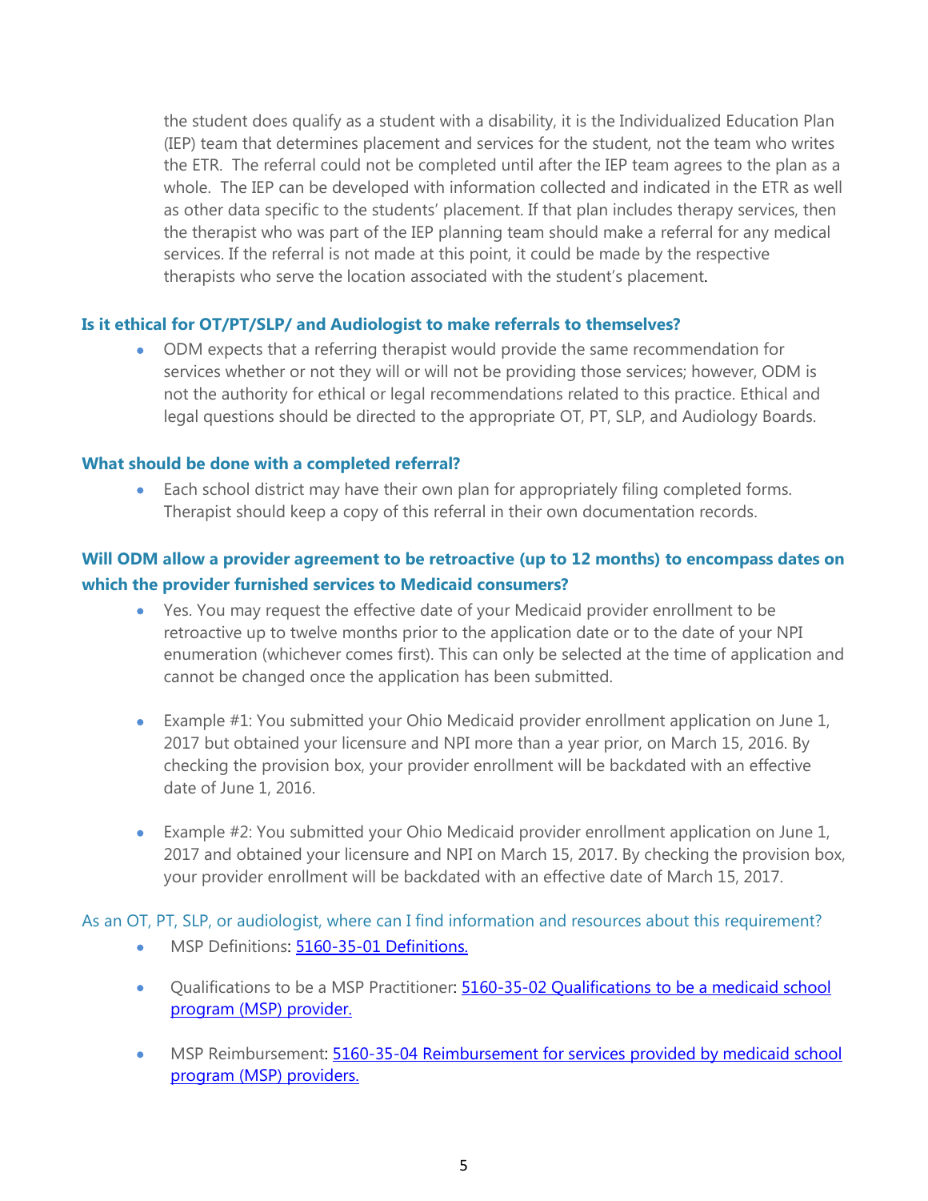the student does qualify as a student with a disability, it is the Individualized Education Plan (IEP) team that determines placement and services for the student, not the team who writes the ETR. The referral could not be completed until after the IEP team agrees to the plan as a whole. The IEP can be developed with information collected and indicated in the ETR as well as other data specific to the students' placement. If that plan includes therapy services, then the therapist who was part of the IEP planning team should make a referral for any medical services. If the referral is not made at this point, it could be made by the respective therapists who serve the location associated with the student's placement.

### Is it ethical for OT/PT/SLP/ and Audiologist to make referrals to themselves?

- ODM expects that a referring therapist would provide the same recommendation for services whether or not they will or will not be providing those services; however, ODM is not the authority for ethical or legal recommendations related to this practice. Ethical and legal questions should be directed to the appropriate OT, PT, SLP, and Audiology Boards.

### What should be done with a completed referral?

- Each school district may have their own plan for appropriately filing completed forms. Therapist should keep a copy of this referral in their own documentation records.

### Will ODM allow a provider agreement to be retroactive (up to 12 months) to encompass dates on which the provider furnished services to Medicaid consumers?

- Yes. You may request the effective date of your Medicaid provider enrollment to be retroactive up to twelve months prior to the application date or to the date of your NPI enumeration (whichever comes first). This can only be selected at the time of application and cannot be changed once the application has been submitted.

- Example #1: You submitted your Ohio Medicaid provider enrollment application on June 1, 2017 but obtained your licensure and NPI more than a year prior, on March 15, 2016. By checking the provision box, your provider enrollment will be backdated with an effective date of June 1, 2016.

- Example #2: You submitted your Ohio Medicaid provider enrollment application on June 1, 2017 and obtained your licensure and NPI on March 15, 2017. By checking the provision box, your provider enrollment will be backdated with an effective date of March 15, 2017.

### As an OT, PT, SLP, or audiologist, where can I find information and resources about this requirement?

- MSP Definitions: 5160-35-01 Definitions.

- Qualifications to be a MSP Practitioner: 5160-35-02 Qualifications to be a medicaid school program (MSP) provider.

- MSP Reimbursement: 5160-35-04 Reimbursement for services provided by medicaid school program (MSP) providers.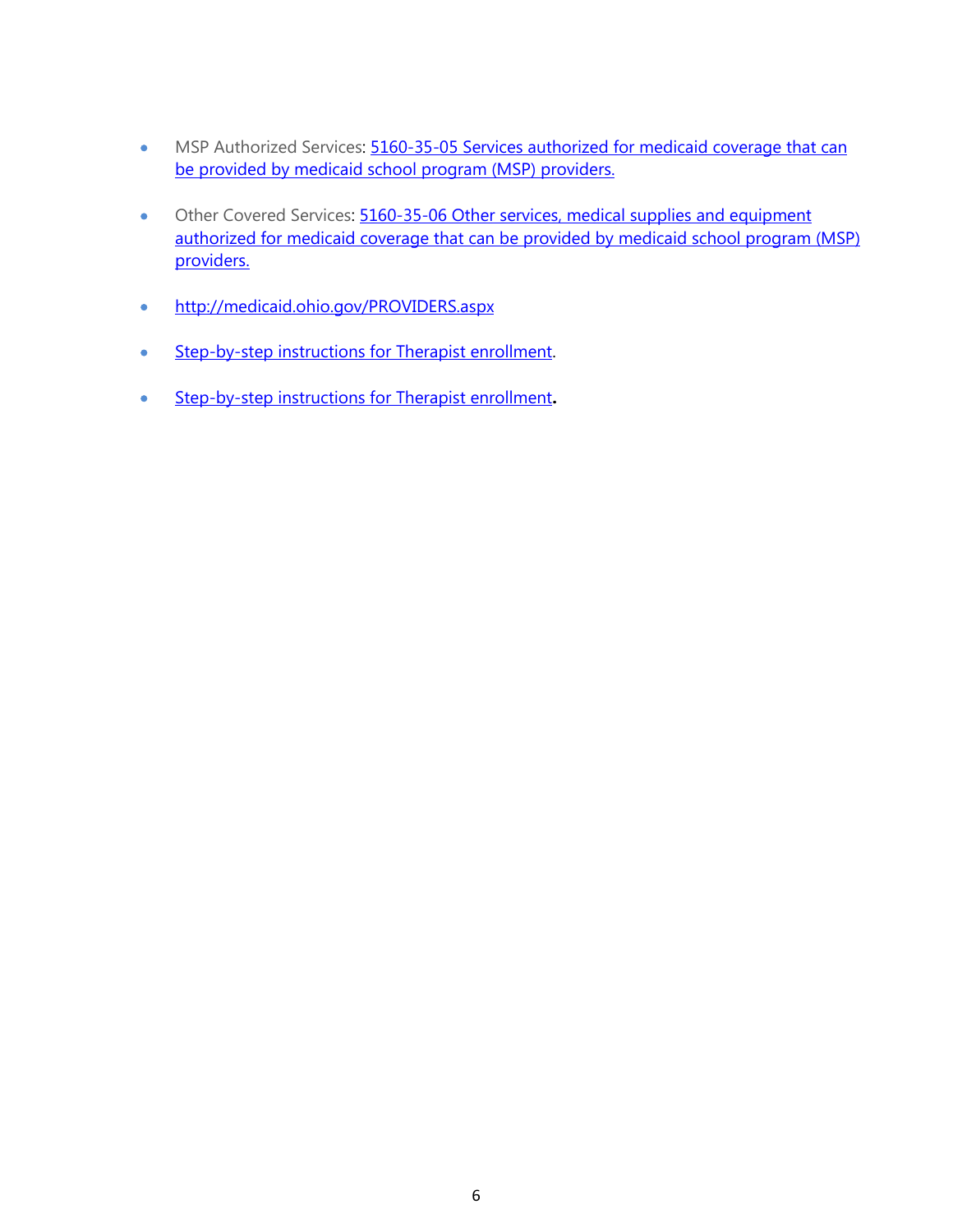- MSP Authorized Services: 5160-35-05 Services authorized for medicaid coverage that can be provided by medicaid school program (MSP) providers.

- Other Covered Services: 5160-35-06 Other services, medical supplies and equipment authorized for medicaid coverage that can be provided by medicaid school program (MSP) providers.

- http://medicaid.ohio.gov/PROVIDERS.aspx

- Step-by-step instructions for Therapist enrollment.

- Step-by-step instructions for Therapist enrollment**.**